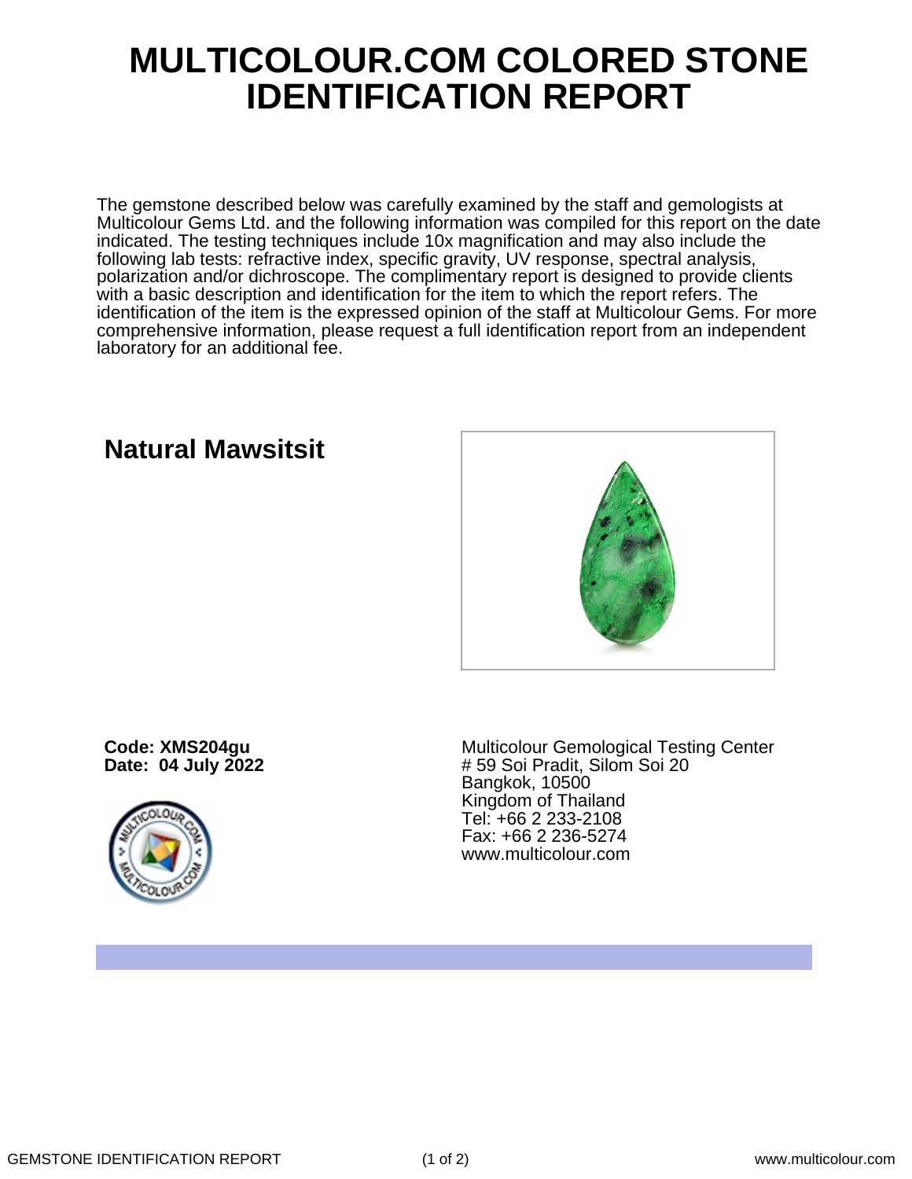# MULTICOLOUR.COM COLORED STONE IDENTIFICATION REPORT

The gemstone described below was carefully examined by the staff and gemologists at Multicolour Gems Ltd. and the following information was compiled for this report on the date indicated. The testing techniques include 10x magnification and may also include the following lab tests: refractive index, specific gravity, UV response, spectral analysis, polarization and/or dichroscope. The complimentary report is designed to provide clients with a basic description and identification for the item to which the report refers. The identification of the item is the expressed opinion of the staff at Multicolour Gems. For more comprehensive information, please request a full identification report from an independent laboratory for an additional fee.

## Natural Mawsitsit

**Code: XMS204gu**
**Date: 04 July 2022**

Multicolour Gemological Testing Center
# 59 Soi Pradit, Silom Soi 20
Bangkok, 10500
Kingdom of Thailand
Tel: +66 2 233-2108
Fax: +66 2 236-5274
www.multicolour.com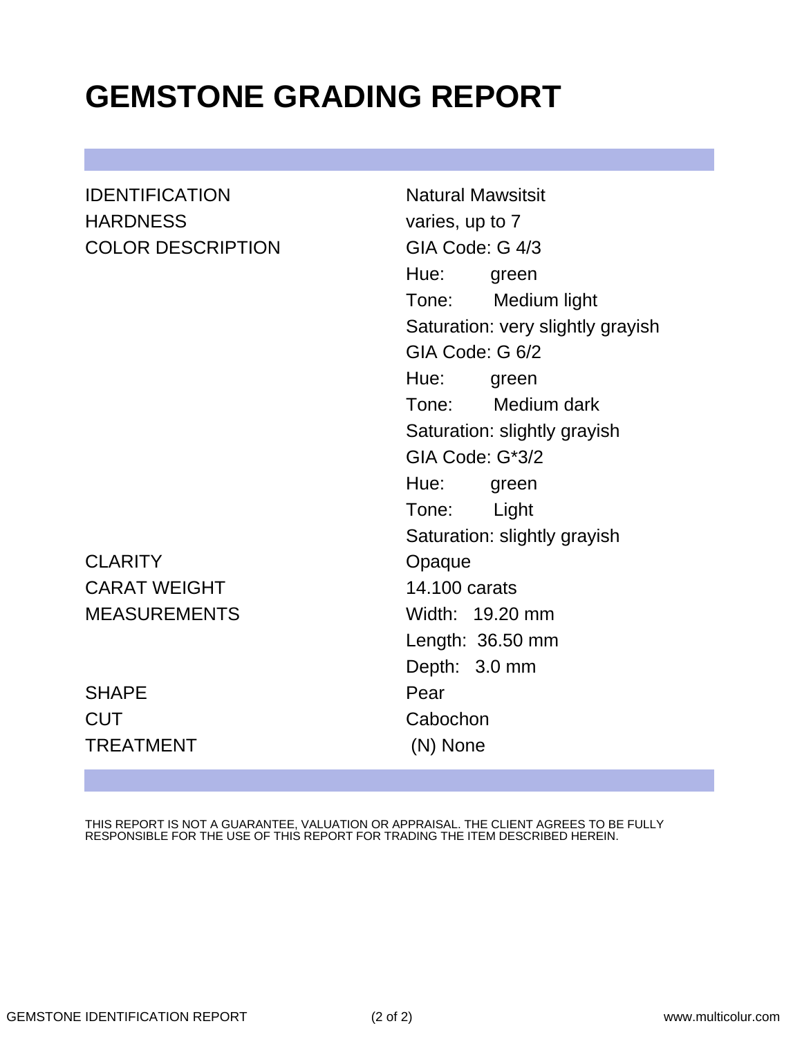# GEMSTONE GRADING REPORT

| | |
|---|---|
| IDENTIFICATION | Natural Mawsitsit |
| HARDNESS | varies, up to 7 |
| COLOR DESCRIPTION | GIA Code: G 4/3 |
| | Hue: green |
| | Tone: Medium light |
| | Saturation: very slightly grayish |
| | GIA Code: G 6/2 |
| | Hue: green |
| | Tone: Medium dark |
| | Saturation: slightly grayish |
| | GIA Code: G*3/2 |
| | Hue: green |
| | Tone: Light |
| | Saturation: slightly grayish |
| CLARITY | Opaque |
| CARAT WEIGHT | 14.100 carats |
| MEASUREMENTS | Width: 19.20 mm |
| | Length: 36.50 mm |
| | Depth: 3.0 mm |
| SHAPE | Pear |
| CUT | Cabochon |
| TREATMENT | (N) None |

THIS REPORT IS NOT A GUARANTEE, VALUATION OR APPRAISAL. THE CLIENT AGREES TO BE FULLY RESPONSIBLE FOR THE USE OF THIS REPORT FOR TRADING THE ITEM DESCRIBED HEREIN.